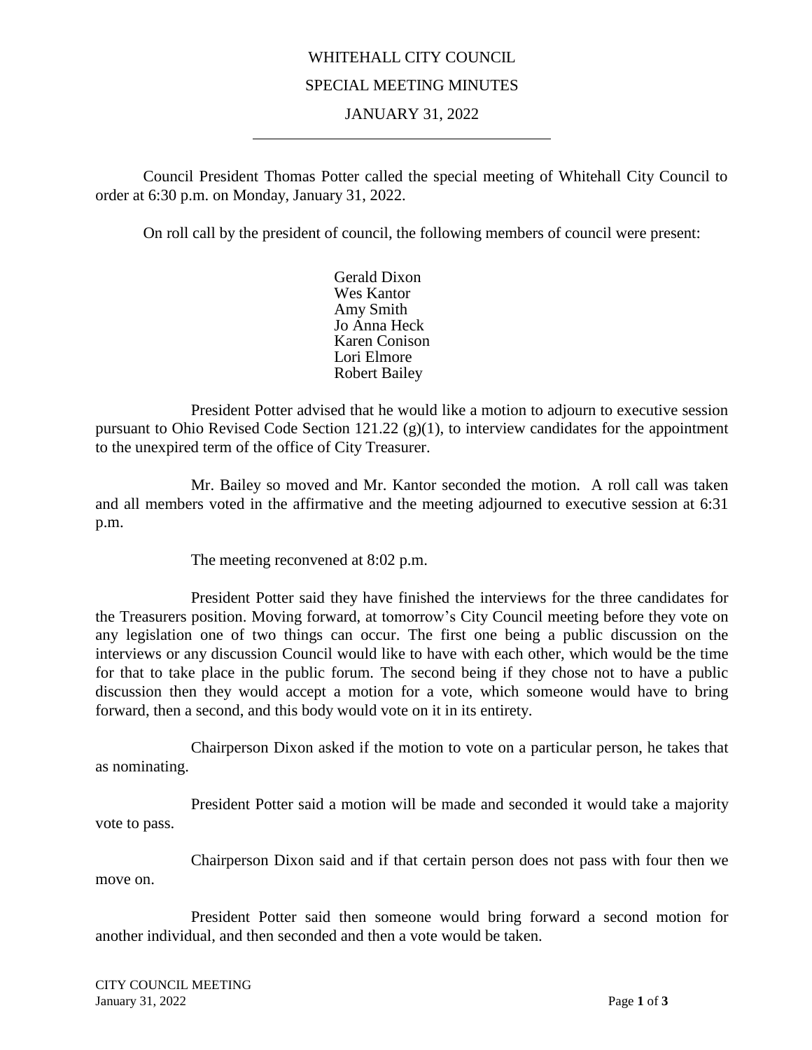# WHITEHALL CITY COUNCIL

## SPECIAL MEETING MINUTES

## JANUARY 31, 2022

---

Council President Thomas Potter called the special meeting of Whitehall City Council to order at 6:30 p.m. on Monday, January 31, 2022.

On roll call by the president of council, the following members of council were present:

Gerald Dixon
Wes Kantor
Amy Smith
Jo Anna Heck
Karen Conison
Lori Elmore
Robert Bailey

President Potter advised that he would like a motion to adjourn to executive session pursuant to Ohio Revised Code Section 121.22 (g)(1), to interview candidates for the appointment to the unexpired term of the office of City Treasurer.

Mr. Bailey so moved and Mr. Kantor seconded the motion. A roll call was taken and all members voted in the affirmative and the meeting adjourned to executive session at 6:31 p.m.

The meeting reconvened at 8:02 p.m.

President Potter said they have finished the interviews for the three candidates for the Treasurers position. Moving forward, at tomorrow's City Council meeting before they vote on any legislation one of two things can occur. The first one being a public discussion on the interviews or any discussion Council would like to have with each other, which would be the time for that to take place in the public forum. The second being if they chose not to have a public discussion then they would accept a motion for a vote, which someone would have to bring forward, then a second, and this body would vote on it in its entirety.

Chairperson Dixon asked if the motion to vote on a particular person, he takes that as nominating.

President Potter said a motion will be made and seconded it would take a majority vote to pass.

Chairperson Dixon said and if that certain person does not pass with four then we move on.

President Potter said then someone would bring forward a second motion for another individual, and then seconded and then a vote would be taken.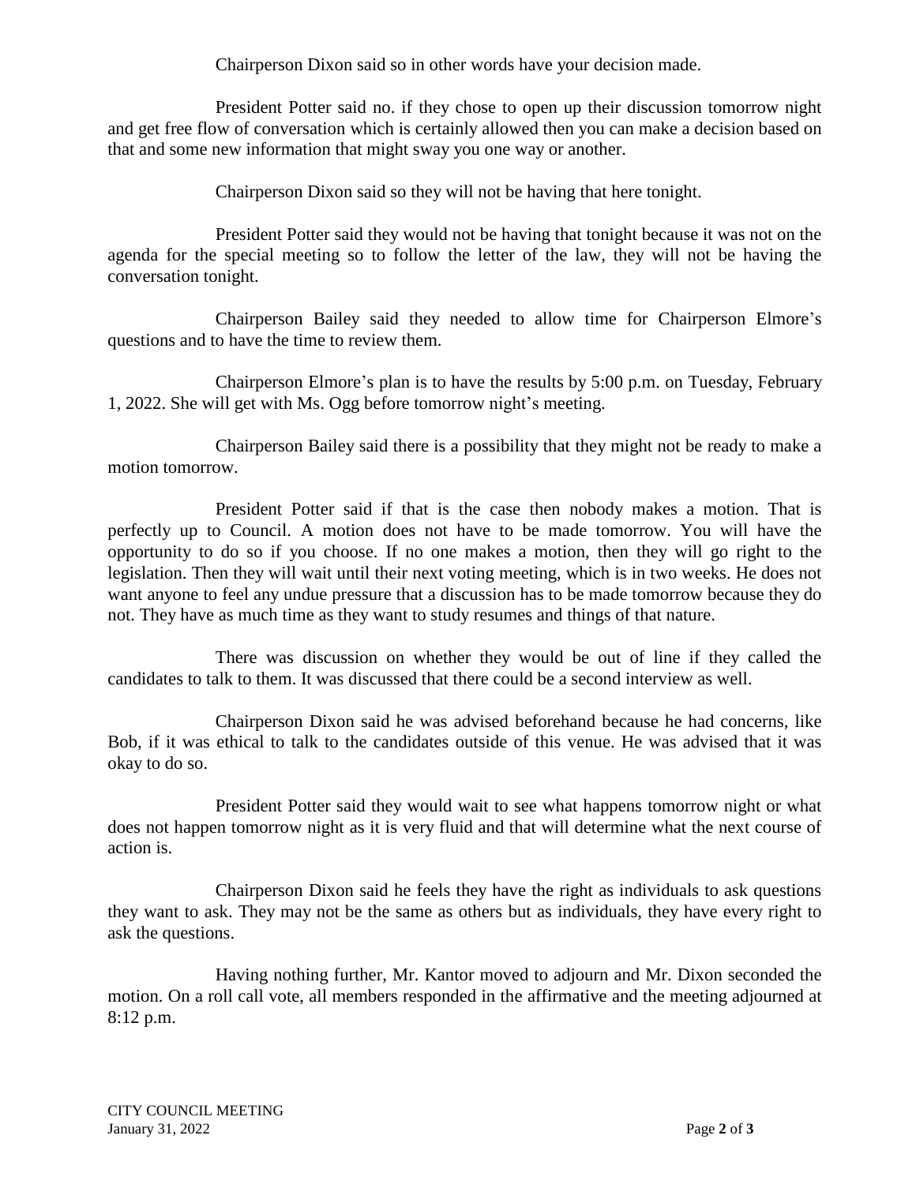Chairperson Dixon said so in other words have your decision made.

President Potter said no. if they chose to open up their discussion tomorrow night and get free flow of conversation which is certainly allowed then you can make a decision based on that and some new information that might sway you one way or another.

Chairperson Dixon said so they will not be having that here tonight.

President Potter said they would not be having that tonight because it was not on the agenda for the special meeting so to follow the letter of the law, they will not be having the conversation tonight.

Chairperson Bailey said they needed to allow time for Chairperson Elmore's questions and to have the time to review them.

Chairperson Elmore's plan is to have the results by 5:00 p.m. on Tuesday, February 1, 2022. She will get with Ms. Ogg before tomorrow night's meeting.

Chairperson Bailey said there is a possibility that they might not be ready to make a motion tomorrow.

President Potter said if that is the case then nobody makes a motion. That is perfectly up to Council. A motion does not have to be made tomorrow. You will have the opportunity to do so if you choose. If no one makes a motion, then they will go right to the legislation. Then they will wait until their next voting meeting, which is in two weeks. He does not want anyone to feel any undue pressure that a discussion has to be made tomorrow because they do not. They have as much time as they want to study resumes and things of that nature.

There was discussion on whether they would be out of line if they called the candidates to talk to them. It was discussed that there could be a second interview as well.

Chairperson Dixon said he was advised beforehand because he had concerns, like Bob, if it was ethical to talk to the candidates outside of this venue. He was advised that it was okay to do so.

President Potter said they would wait to see what happens tomorrow night or what does not happen tomorrow night as it is very fluid and that will determine what the next course of action is.

Chairperson Dixon said he feels they have the right as individuals to ask questions they want to ask. They may not be the same as others but as individuals, they have every right to ask the questions.

Having nothing further, Mr. Kantor moved to adjourn and Mr. Dixon seconded the motion. On a roll call vote, all members responded in the affirmative and the meeting adjourned at 8:12 p.m.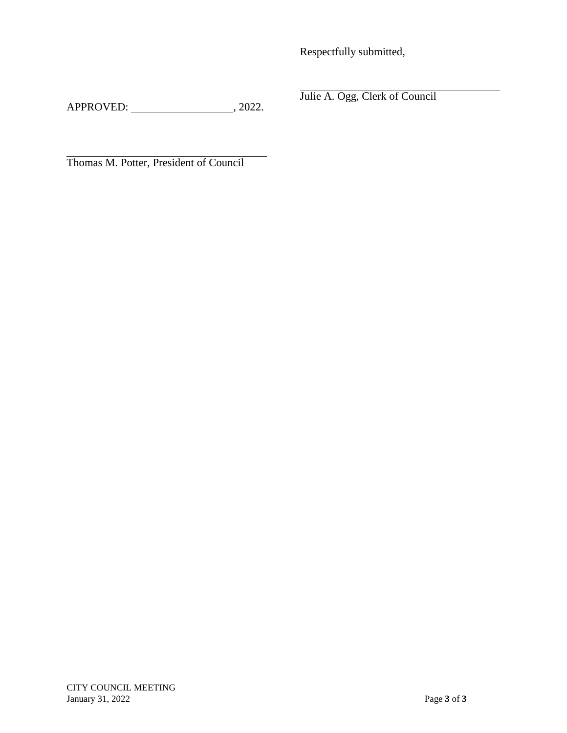Respectfully submitted,

\_\_\_\_\_\_\_\_\_\_\_\_\_\_\_\_\_\_\_\_\_\_\_\_\_\_\_\_\_\_\_\_\_\_\_\_

Julie A. Ogg, Clerk of Council

APPROVED: \_\_\_\_\_\_\_\_\_\_\_\_\_\_\_\_\_\_\_\_, 2022.

\_\_\_\_\_\_\_\_\_\_\_\_\_\_\_\_\_\_\_\_\_\_\_\_\_\_\_\_\_\_\_\_\_\_\_\_

Thomas M. Potter, President of Council